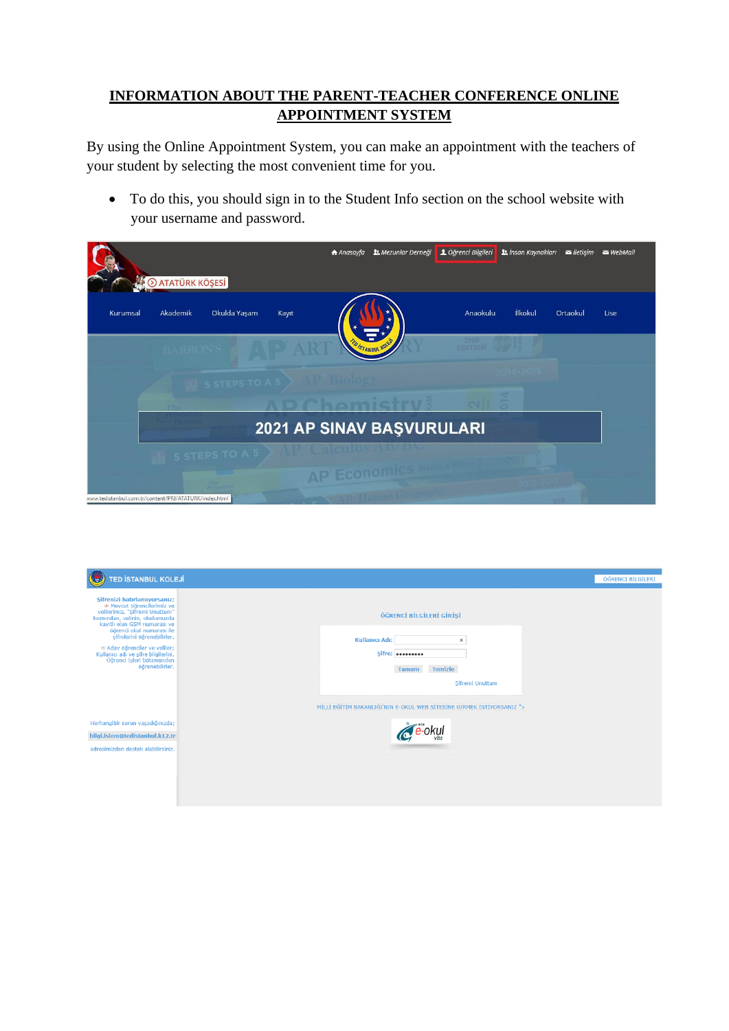# INFORMATION ABOUT THE PARENT-TEACHER CONFERENCE ONLINE APPOINTMENT SYSTEM

By using the Online Appointment System, you can make an appointment with the teachers of your student by selecting the most convenient time for you.

- To do this, you should sign in to the Student Info section on the school website with your username and password.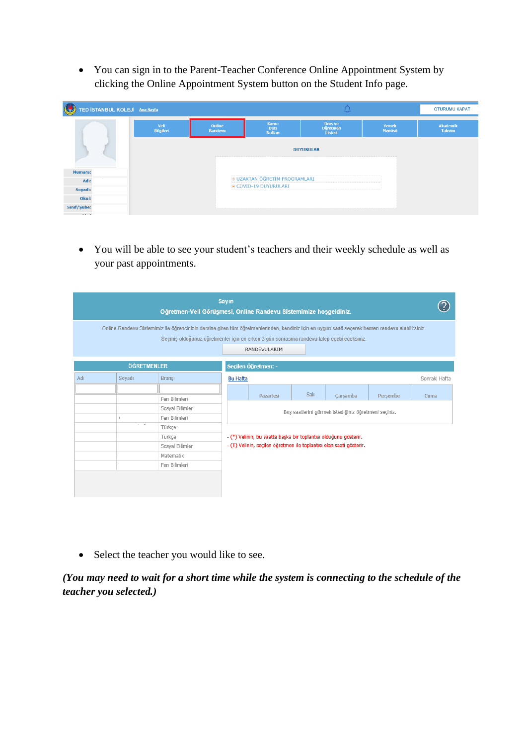- You can sign in to the Parent-Teacher Conference Online Appointment System by clicking the Online Appointment System button on the Student Info page.

- You will be able to see your student's teachers and their weekly schedule as well as your past appointments.

- Select the teacher you would like to see.

***(You may need to wait for a short time while the system is connecting to the schedule of the teacher you selected.)***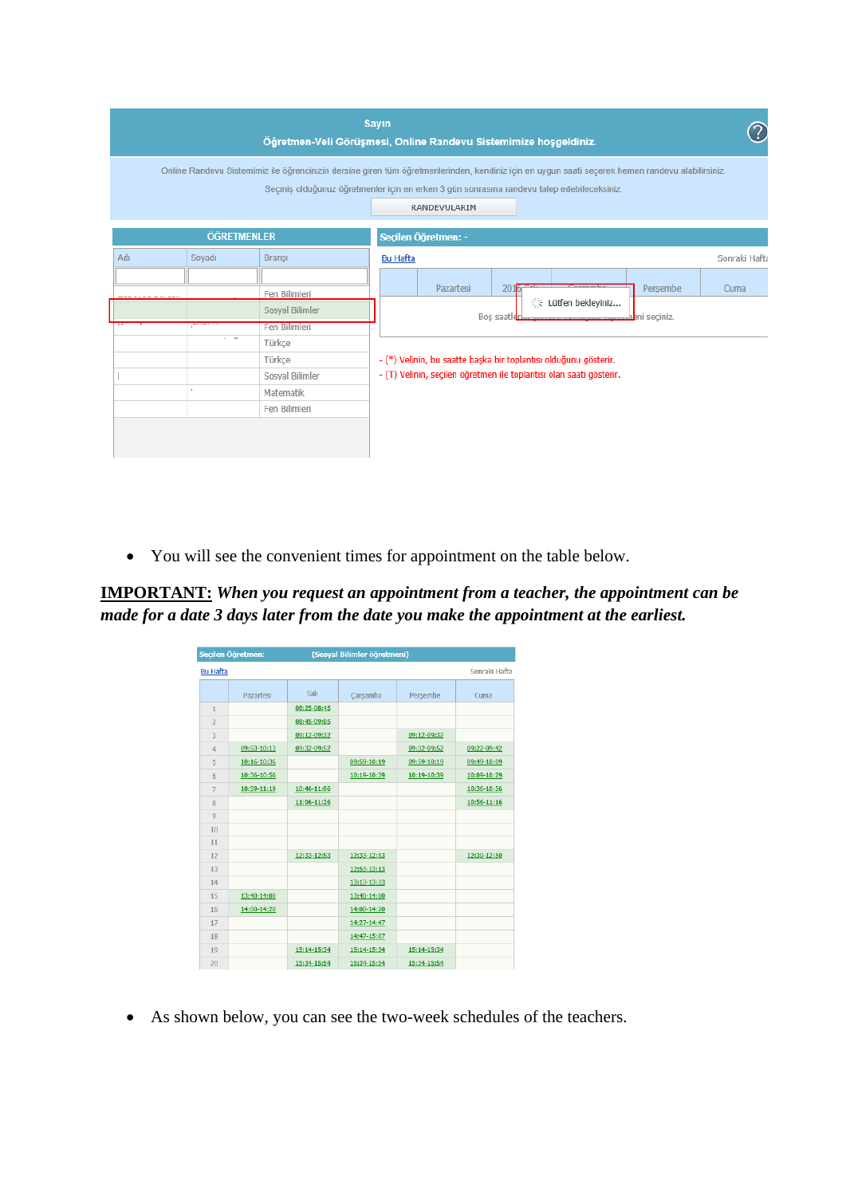Sayın

Öğretmen-Veli Görüşmesi, Online Randevu Sistemimize hoşgeldiniz.

Online Randevu Sistemimiz ile öğrencinizin dersine giren tüm öğretmenlerinden, kendiniz için en uygun saati seçerek hemen randevu alabilirsiniz.

Seçmiş olduğunuz öğretmenler için en erken 3 gün sonrasına randevu talep edebileceksiniz.

RANDEVULARIM

| ÖĞRETMENLER | | |
|---|---|---|
| Adı | Soyadı | Branşı |
| | | Fen Bilimleri |
| | | Sosyal Bilimler |
| | | Fen Bilimleri |
| | | Türkçe |
| | | Türkçe |
| | | Sosyal Bilimler |
| | | Matematik |
| | | Fen Bilimleri |

Seçilen Öğretmen: -

Bu Hafta — Sonraki Hafta

| | Pazartesi | 2016 Salı | Çarşamba | Perşembe | Cuma |
|---|---|---|---|---|---|

Lütfen bekleyiniz...

Boş saatlerden ... ni seçiniz.

- (*) Velinin, bu saatte başka bir toplantısı olduğunu gösterir.
- (T) Velinin, seçilen öğretmen ile toplantısı olan saati gösterir.

- You will see the convenient times for appointment on the table below.

**<u>IMPORTANT:</u>** ***When you request an appointment from a teacher, the appointment can be made for a date 3 days later from the date you make the appointment at the earliest.***

Seçilen Öğretmen: (Sosyal Bilimler öğretmeni)

Bu Hafta — Sonraki Hafta

| | Pazartesi | Salı | Çarşamba | Perşembe | Cuma |
|---|---|---|---|---|---|
| 1 | | 08:25-08:45 | | | |
| 2 | | 08:45-09:05 | | | |
| 3 | | 09:12-09:32 | | 09:12-09:32 | |
| 4 | 09:53-10:13 | 09:32-09:52 | | 09:32-09:52 | 09:22-09:42 |
| 5 | 10:16-10:36 | | 09:59-10:19 | 09:59-10:19 | 09:49-10:09 |
| 6 | 10:36-10:56 | | 10:19-10:39 | 10:19-10:39 | 10:09-10:29 |
| 7 | 10:59-11:19 | 10:46-11:06 | | | 10:36-10:56 |
| 8 | | 11:06-11:26 | | | 10:56-11:16 |
| 9 | | | | | |
| 10 | | | | | |
| 11 | | | | | |
| 12 | | 12:33-12:53 | 12:33-12:53 | | 12:30-12:50 |
| 13 | | | 12:53-13:13 | | |
| 14 | | | 13:13-13:33 | | |
| 15 | 13:40-14:00 | | 13:40-14:00 | | |
| 16 | 14:00-14:20 | | 14:00-14:20 | | |
| 17 | | | 14:27-14:47 | | |
| 18 | | | 14:47-15:07 | | |
| 19 | | 15:14-15:34 | 15:14-15:34 | 15:14-15:34 | |
| 20 | | 15:34-15:54 | 15:34-15:54 | 15:34-15:54 | |

- As shown below, you can see the two-week schedules of the teachers.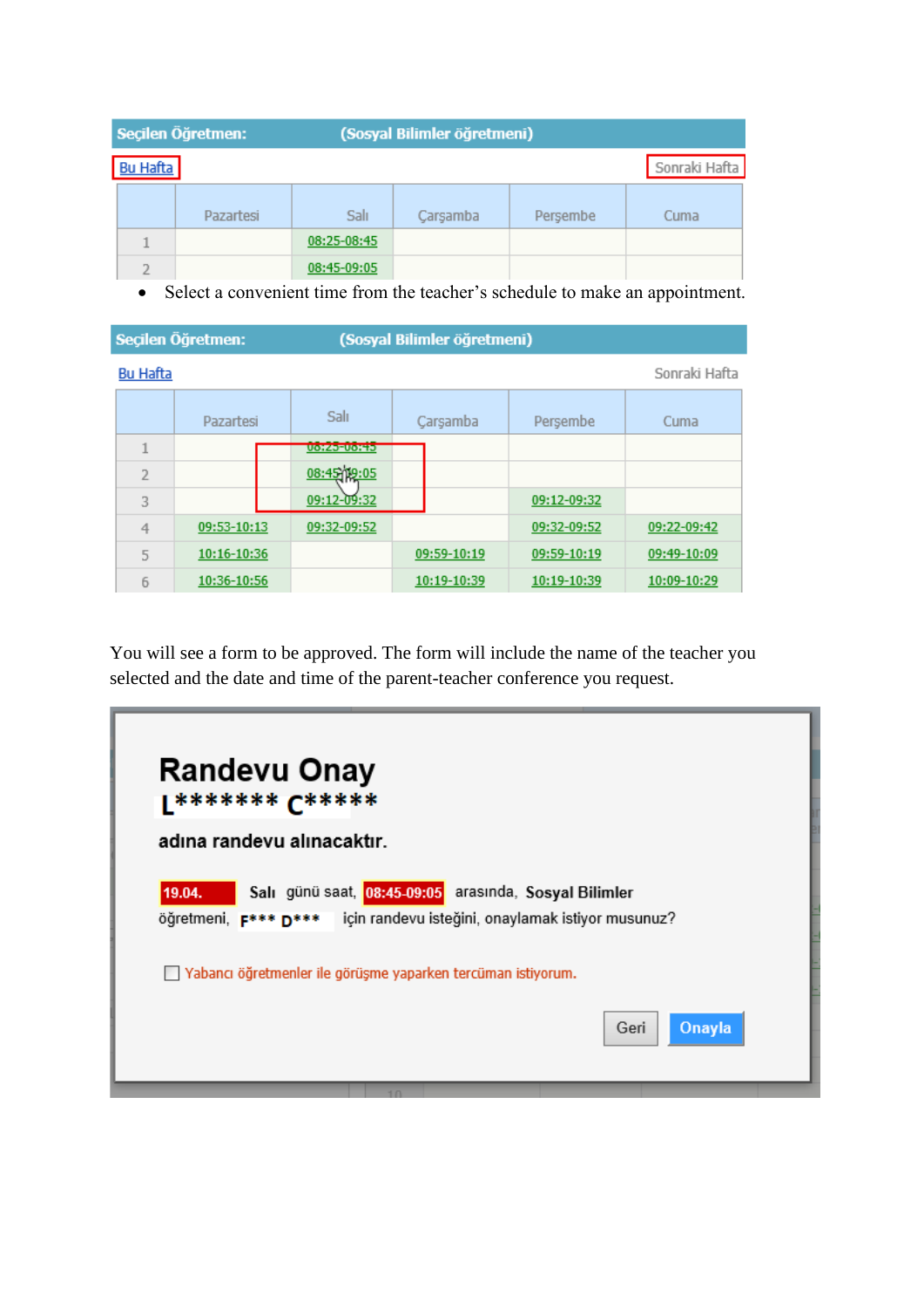**Seçilen Öğretmen:** (Sosyal Bilimler öğretmeni)

Bu Hafta | Sonraki Hafta

| | Pazartesi | Salı | Çarşamba | Perşembe | Cuma |
|---|---|---|---|---|---|
| 1 | | 08:25-08:45 | | | |
| 2 | | 08:45-09:05 | | | |

- Select a convenient time from the teacher's schedule to make an appointment.

**Seçilen Öğretmen:** (Sosyal Bilimler öğretmeni)

Bu Hafta | Sonraki Hafta

| | Pazartesi | Salı | Çarşamba | Perşembe | Cuma |
|---|---|---|---|---|---|
| 1 | | 08:25-08:45 | | | |
| 2 | | 08:45-09:05 | | | |
| 3 | | 09:12-09:32 | | 09:12-09:32 | |
| 4 | 09:53-10:13 | 09:32-09:52 | | 09:32-09:52 | 09:22-09:42 |
| 5 | 10:16-10:36 | | 09:59-10:19 | 09:59-10:19 | 09:49-10:09 |
| 6 | 10:36-10:56 | | 10:19-10:39 | 10:19-10:39 | 10:09-10:29 |

You will see a form to be approved. The form will include the name of the teacher you selected and the date and time of the parent-teacher conference you request.

# Randevu Onay

**L******* C******* 

**adına randevu alınacaktır.**

19.04. **Salı** günü saat, 08:45-09:05 arasında, **Sosyal Bilimler** öğretmeni, F*** D*** için randevu isteğini, onaylamak istiyor musunuz?

☐ Yabancı öğretmenler ile görüşme yaparken tercüman istiyorum.

Geri | **Onayla**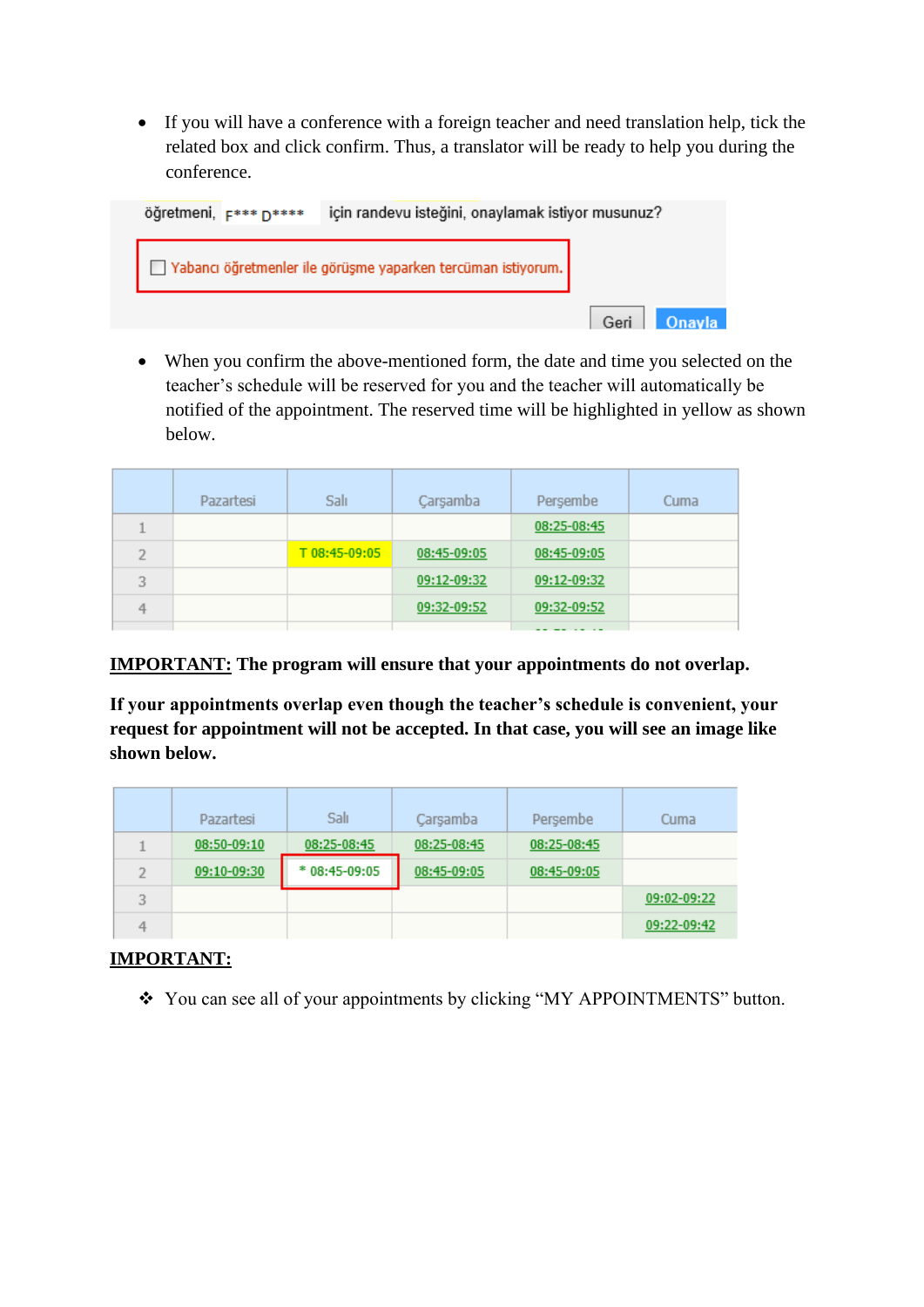- If you will have a conference with a foreign teacher and need translation help, tick the related box and click confirm. Thus, a translator will be ready to help you during the conference.

öğretmeni, F*** D**** için randevu isteğini, onaylamak istiyor musunuz?

☐ Yabancı öğretmenler ile görüşme yaparken tercüman istiyorum.

Geri Onayla

- When you confirm the above-mentioned form, the date and time you selected on the teacher's schedule will be reserved for you and the teacher will automatically be notified of the appointment. The reserved time will be highlighted in yellow as shown below.

| | Pazartesi | Salı | Çarşamba | Perşembe | Cuma |
|---|---|---|---|---|---|
| 1 | | | | 08:25-08:45 | |
| 2 | | T 08:45-09:05 | 08:45-09:05 | 08:45-09:05 | |
| 3 | | | 09:12-09:32 | 09:12-09:32 | |
| 4 | | | 09:32-09:52 | 09:32-09:52 | |

**<u>IMPORTANT:</u> The program will ensure that your appointments do not overlap.**

**If your appointments overlap even though the teacher's schedule is convenient, your request for appointment will not be accepted. In that case, you will see an image like shown below.**

| | Pazartesi | Salı | Çarşamba | Perşembe | Cuma |
|---|---|---|---|---|---|
| 1 | 08:50-09:10 | 08:25-08:45 | 08:25-08:45 | 08:25-08:45 | |
| 2 | 09:10-09:30 | * 08:45-09:05 | 08:45-09:05 | 08:45-09:05 | |
| 3 | | | | | 09:02-09:22 |
| 4 | | | | | 09:22-09:42 |

**<u>IMPORTANT:</u>**

❖ You can see all of your appointments by clicking "MY APPOINTMENTS" button.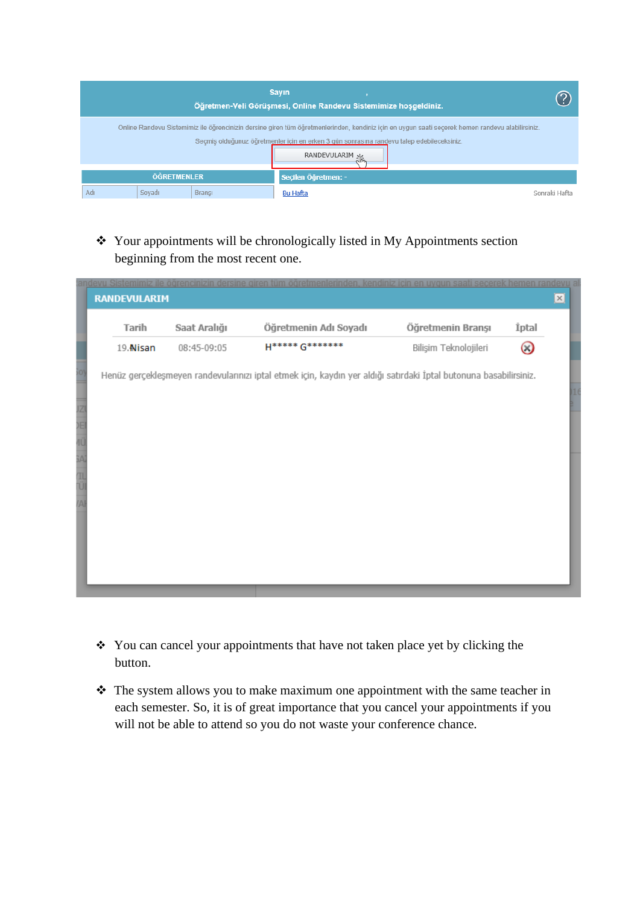Sayın ,
Öğretmen-Veli Görüşmesi, Online Randevu Sistemimize hoşgeldiniz.

Online Randevu Sistemimiz ile öğrencinizin dersine giren tüm öğretmenlerinden, kendiniz için en uygun saati seçerek hemen randevu alabilirsiniz.

Seçmiş olduğunuz öğretmenler için en erken 3 gün sonrasına randevu talep edebileceksiniz.

RANDEVULARIM

| ÖĞRETMENLER | | |
|---|---|---|
| Adı | Soyadı | Branşı |

Seçilen Öğretmen: -

Bu Hafta Sonraki Hafta

- Your appointments will be chronologically listed in My Appointments section beginning from the most recent one.

RANDEVULARIM

| Tarih | Saat Aralığı | Öğretmenin Adı Soyadı | Öğretmenin Branşı | İptal |
|---|---|---|---|---|
| 19.Nisan | 08:45-09:05 | H***** G******* | Bilişim Teknolojileri | |

Henüz gerçekleşmeyen randevularınızı iptal etmek için, kaydın yer aldığı satırdaki İptal butonuna basabilirsiniz.

- You can cancel your appointments that have not taken place yet by clicking the button.
- The system allows you to make maximum one appointment with the same teacher in each semester. So, it is of great importance that you cancel your appointments if you will not be able to attend so you do not waste your conference chance.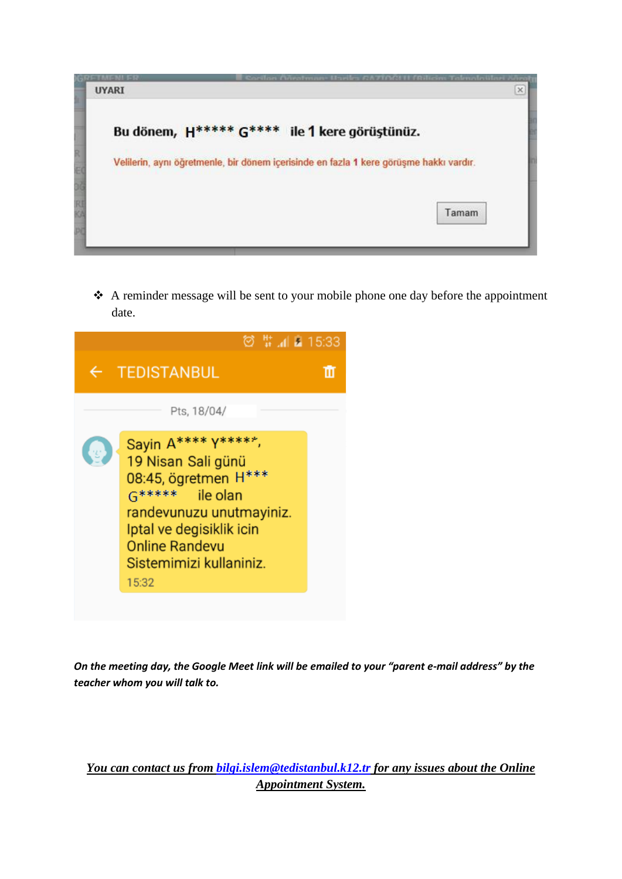UYARI

**Bu dönem, H***** G**** ile 1 kere görüştünüz.**

Velilerin, aynı öğretmenle, bir dönem içerisinde en fazla 1 kere görüşme hakkı vardır.

Tamam

- A reminder message will be sent to your mobile phone one day before the appointment date.

TEDISTANBUL

Pts, 18/04/

Sayin A**** Y*****, 19 Nisan Sali günü 08:45, ögretmen H*** G***** ile olan randevunuzu unutmayiniz. Iptal ve degisiklik icin Online Randevu Sistemimizi kullaniniz.

15:32

***On the meeting day, the Google Meet link will be emailed to your "parent e-mail address" by the teacher whom you will talk to.***

***You can contact us from bilgi.islem@tedistanbul.k12.tr for any issues about the Online Appointment System.***